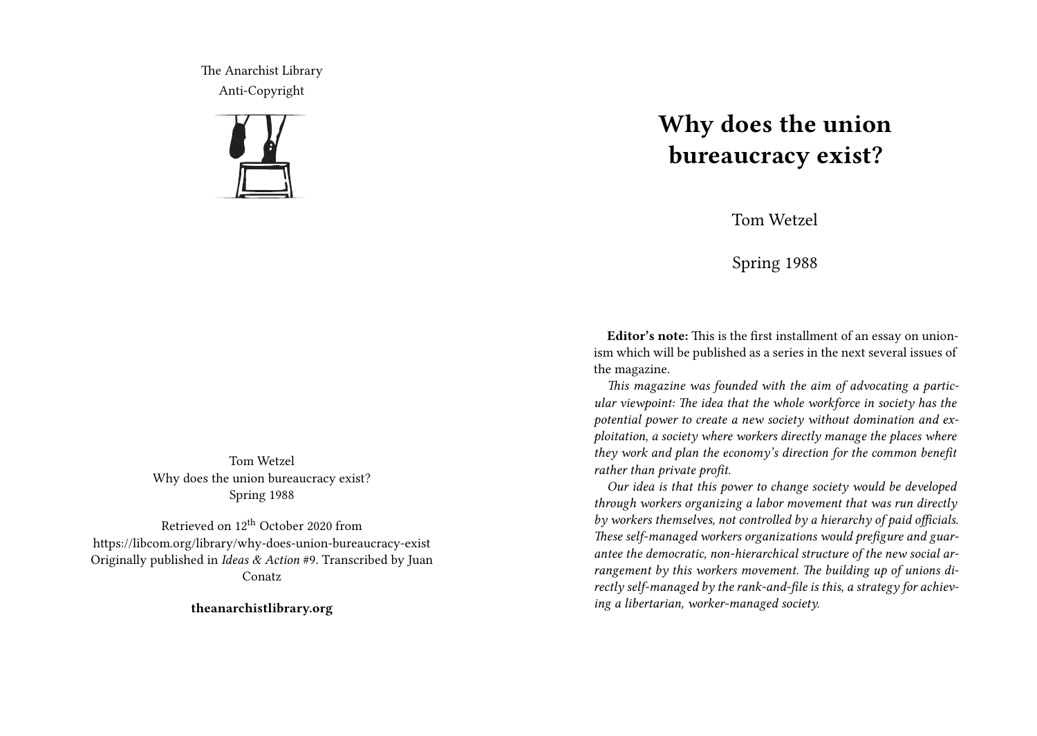The Anarchist Library
Anti-Copyright

Tom Wetzel
Why does the union bureaucracy exist?
Spring 1988

Retrieved on 12th October 2020 from https://libcom.org/library/why-does-union-bureaucracy-exist
Originally published in *Ideas & Action* #9. Transcribed by Juan Conatz

**theanarchistlibrary.org**

# Why does the union bureaucracy exist?

Tom Wetzel

Spring 1988

**Editor's note:** This is the first installment of an essay on unionism which will be published as a series in the next several issues of the magazine.

*This magazine was founded with the aim of advocating a particular viewpoint: The idea that the whole workforce in society has the potential power to create a new society without domination and exploitation, a society where workers directly manage the places where they work and plan the economy's direction for the common benefit rather than private profit.*

*Our idea is that this power to change society would be developed through workers organizing a labor movement that was run directly by workers themselves, not controlled by a hierarchy of paid officials. These self-managed workers organizations would prefigure and guarantee the democratic, non-hierarchical structure of the new social arrangement by this workers movement. The building up of unions directly self-managed by the rank-and-file is this, a strategy for achieving a libertarian, worker-managed society.*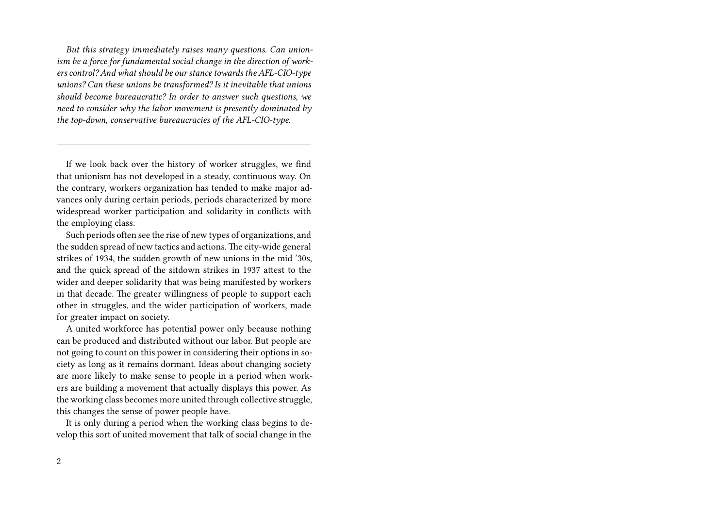*But this strategy immediately raises many questions. Can unionism be a force for fundamental social change in the direction of workers control? And what should be our stance towards the AFL-CIO-type unions? Can these unions be transformed? Is it inevitable that unions should become bureaucratic? In order to answer such questions, we need to consider why the labor movement is presently dominated by the top-down, conservative bureaucracies of the AFL-CIO-type.*

---

If we look back over the history of worker struggles, we find that unionism has not developed in a steady, continuous way. On the contrary, workers organization has tended to make major advances only during certain periods, periods characterized by more widespread worker participation and solidarity in conflicts with the employing class.

Such periods often see the rise of new types of organizations, and the sudden spread of new tactics and actions. The city-wide general strikes of 1934, the sudden growth of new unions in the mid '30s, and the quick spread of the sitdown strikes in 1937 attest to the wider and deeper solidarity that was being manifested by workers in that decade. The greater willingness of people to support each other in struggles, and the wider participation of workers, made for greater impact on society.

A united workforce has potential power only because nothing can be produced and distributed without our labor. But people are not going to count on this power in considering their options in society as long as it remains dormant. Ideas about changing society are more likely to make sense to people in a period when workers are building a movement that actually displays this power. As the working class becomes more united through collective struggle, this changes the sense of power people have.

It is only during a period when the working class begins to develop this sort of united movement that talk of social change in the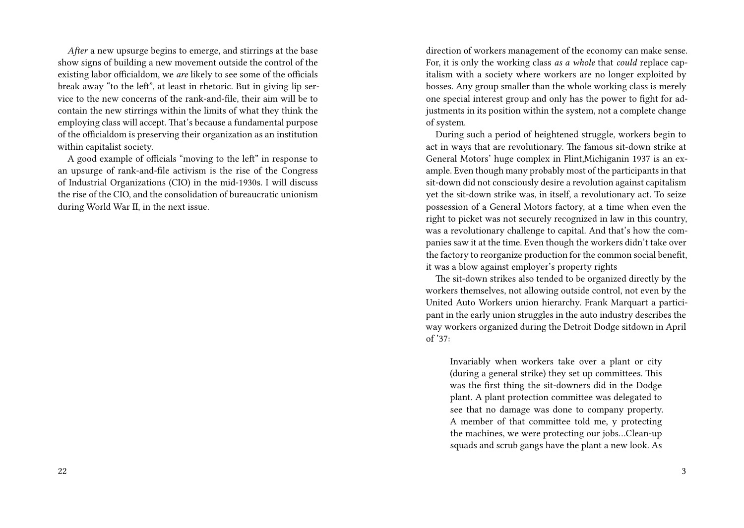*After* a new upsurge begins to emerge, and stirrings at the base show signs of building a new movement outside the control of the existing labor officialdom, we *are* likely to see some of the officials break away "to the left", at least in rhetoric. But in giving lip service to the new concerns of the rank-and-file, their aim will be to contain the new stirrings within the limits of what they think the employing class will accept. That's because a fundamental purpose of the officialdom is preserving their organization as an institution within capitalist society.

A good example of officials "moving to the left" in response to an upsurge of rank-and-file activism is the rise of the Congress of Industrial Organizations (CIO) in the mid-1930s. I will discuss the rise of the CIO, and the consolidation of bureaucratic unionism during World War II, in the next issue.

direction of workers management of the economy can make sense. For, it is only the working class *as a whole* that *could* replace capitalism with a society where workers are no longer exploited by bosses. Any group smaller than the whole working class is merely one special interest group and only has the power to fight for adjustments in its position within the system, not a complete change of system.

During such a period of heightened struggle, workers begin to act in ways that are revolutionary. The famous sit-down strike at General Motors' huge complex in Flint,Michiganin 1937 is an example. Even though many probably most of the participants in that sit-down did not consciously desire a revolution against capitalism yet the sit-down strike was, in itself, a revolutionary act. To seize possession of a General Motors factory, at a time when even the right to picket was not securely recognized in law in this country, was a revolutionary challenge to capital. And that's how the companies saw it at the time. Even though the workers didn't take over the factory to reorganize production for the common social benefit, it was a blow against employer's property rights

The sit-down strikes also tended to be organized directly by the workers themselves, not allowing outside control, not even by the United Auto Workers union hierarchy. Frank Marquart a participant in the early union struggles in the auto industry describes the way workers organized during the Detroit Dodge sitdown in April of '37:

> Invariably when workers take over a plant or city (during a general strike) they set up committees. This was the first thing the sit-downers did in the Dodge plant. A plant protection committee was delegated to see that no damage was done to company property. A member of that committee told me, y protecting the machines, we were protecting our jobs…Clean-up squads and scrub gangs have the plant a new look. As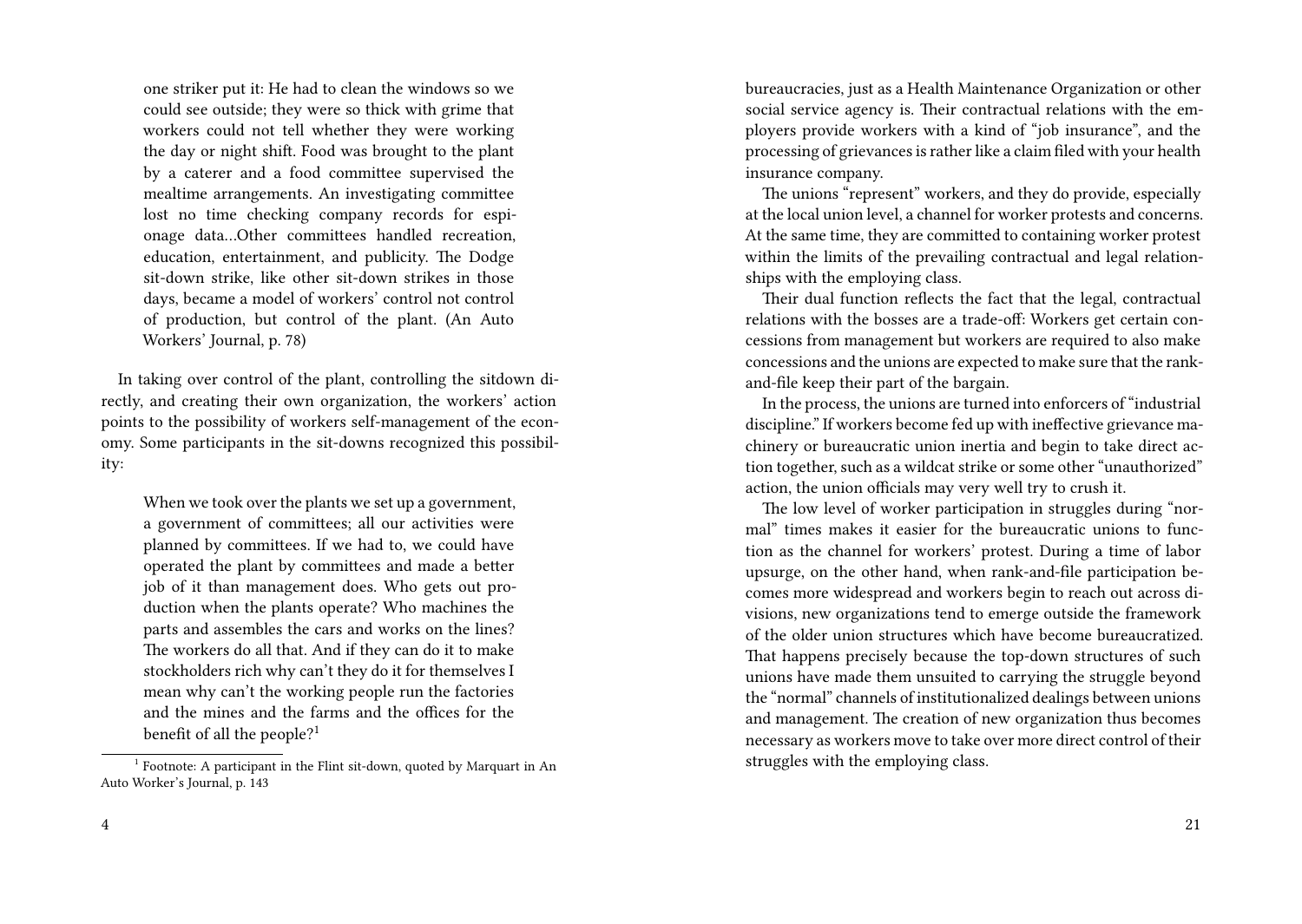> one striker put it: He had to clean the windows so we could see outside; they were so thick with grime that workers could not tell whether they were working the day or night shift. Food was brought to the plant by a caterer and a food committee supervised the mealtime arrangements. An investigating committee lost no time checking company records for espionage data…Other committees handled recreation, education, entertainment, and publicity. The Dodge sit-down strike, like other sit-down strikes in those days, became a model of workers' control not control of production, but control of the plant. (An Auto Workers' Journal, p. 78)

In taking over control of the plant, controlling the sitdown directly, and creating their own organization, the workers' action points to the possibility of workers self-management of the economy. Some participants in the sit-downs recognized this possibility:

> When we took over the plants we set up a government, a government of committees; all our activities were planned by committees. If we had to, we could have operated the plant by committees and made a better job of it than management does. Who gets out production when the plants operate? Who machines the parts and assembles the cars and works on the lines? The workers do all that. And if they can do it to make stockholders rich why can't they do it for themselves I mean why can't the working people run the factories and the mines and the farms and the offices for the benefit of all the people?[1]

[1] Footnote: A participant in the Flint sit-down, quoted by Marquart in An Auto Worker's Journal, p. 143

bureaucracies, just as a Health Maintenance Organization or other social service agency is. Their contractual relations with the employers provide workers with a kind of "job insurance", and the processing of grievances is rather like a claim filed with your health insurance company.

The unions "represent" workers, and they do provide, especially at the local union level, a channel for worker protests and concerns. At the same time, they are committed to containing worker protest within the limits of the prevailing contractual and legal relationships with the employing class.

Their dual function reflects the fact that the legal, contractual relations with the bosses are a trade-off: Workers get certain concessions from management but workers are required to also make concessions and the unions are expected to make sure that the rank-and-file keep their part of the bargain.

In the process, the unions are turned into enforcers of "industrial discipline." If workers become fed up with ineffective grievance machinery or bureaucratic union inertia and begin to take direct action together, such as a wildcat strike or some other "unauthorized" action, the union officials may very well try to crush it.

The low level of worker participation in struggles during "normal" times makes it easier for the bureaucratic unions to function as the channel for workers' protest. During a time of labor upsurge, on the other hand, when rank-and-file participation becomes more widespread and workers begin to reach out across divisions, new organizations tend to emerge outside the framework of the older union structures which have become bureaucratized. That happens precisely because the top-down structures of such unions have made them unsuited to carrying the struggle beyond the "normal" channels of institutionalized dealings between unions and management. The creation of new organization thus becomes necessary as workers move to take over more direct control of their struggles with the employing class.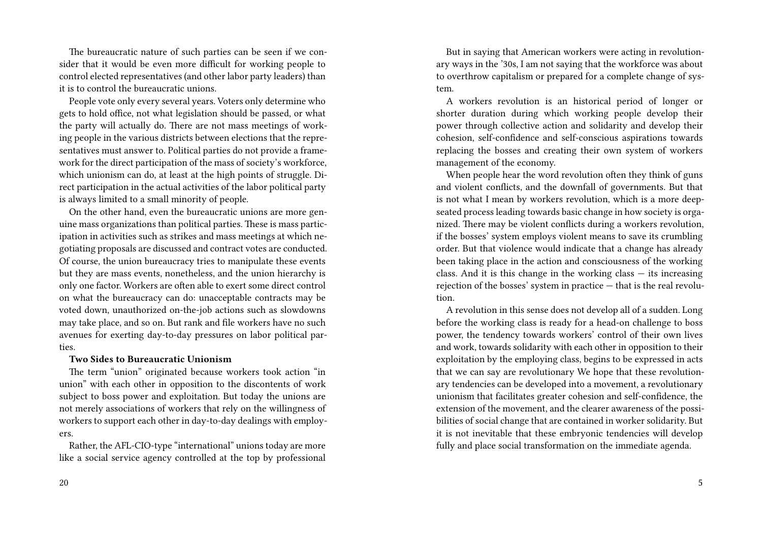The bureaucratic nature of such parties can be seen if we consider that it would be even more difficult for working people to control elected representatives (and other labor party leaders) than it is to control the bureaucratic unions.

People vote only every several years. Voters only determine who gets to hold office, not what legislation should be passed, or what the party will actually do. There are not mass meetings of working people in the various districts between elections that the representatives must answer to. Political parties do not provide a framework for the direct participation of the mass of society's workforce, which unionism can do, at least at the high points of struggle. Direct participation in the actual activities of the labor political party is always limited to a small minority of people.

On the other hand, even the bureaucratic unions are more genuine mass organizations than political parties. These is mass participation in activities such as strikes and mass meetings at which negotiating proposals are discussed and contract votes are conducted. Of course, the union bureaucracy tries to manipulate these events but they are mass events, nonetheless, and the union hierarchy is only one factor. Workers are often able to exert some direct control on what the bureaucracy can do: unacceptable contracts may be voted down, unauthorized on-the-job actions such as slowdowns may take place, and so on. But rank and file workers have no such avenues for exerting day-to-day pressures on labor political parties.

**Two Sides to Bureaucratic Unionism**

The term "union" originated because workers took action "in union" with each other in opposition to the discontents of work subject to boss power and exploitation. But today the unions are not merely associations of workers that rely on the willingness of workers to support each other in day-to-day dealings with employers.

Rather, the AFL-CIO-type "international" unions today are more like a social service agency controlled at the top by professional

But in saying that American workers were acting in revolutionary ways in the '30s, I am not saying that the workforce was about to overthrow capitalism or prepared for a complete change of system.

A workers revolution is an historical period of longer or shorter duration during which working people develop their power through collective action and solidarity and develop their cohesion, self-confidence and self-conscious aspirations towards replacing the bosses and creating their own system of workers management of the economy.

When people hear the word revolution often they think of guns and violent conflicts, and the downfall of governments. But that is not what I mean by workers revolution, which is a more deep-seated process leading towards basic change in how society is organized. There may be violent conflicts during a workers revolution, if the bosses' system employs violent means to save its crumbling order. But that violence would indicate that a change has already been taking place in the action and consciousness of the working class. And it is this change in the working class — its increasing rejection of the bosses' system in practice — that is the real revolution.

A revolution in this sense does not develop all of a sudden. Long before the working class is ready for a head-on challenge to boss power, the tendency towards workers' control of their own lives and work, towards solidarity with each other in opposition to their exploitation by the employing class, begins to be expressed in acts that we can say are revolutionary We hope that these revolutionary tendencies can be developed into a movement, a revolutionary unionism that facilitates greater cohesion and self-confidence, the extension of the movement, and the clearer awareness of the possibilities of social change that are contained in worker solidarity. But it is not inevitable that these embryonic tendencies will develop fully and place social transformation on the immediate agenda.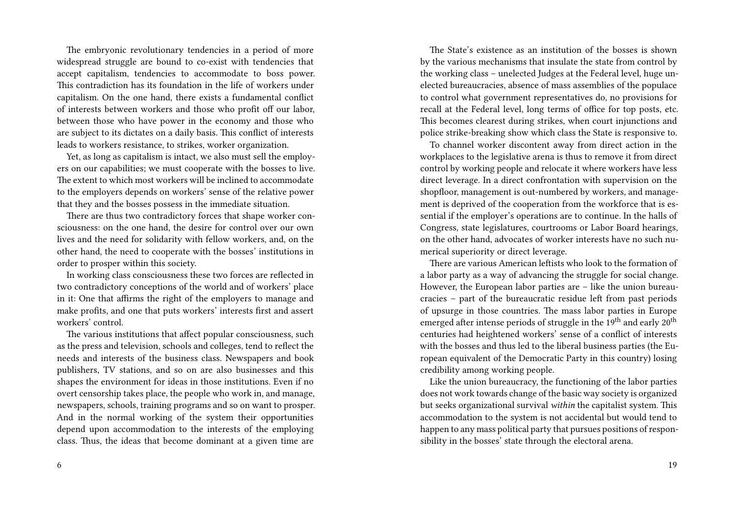The embryonic revolutionary tendencies in a period of more widespread struggle are bound to co-exist with tendencies that accept capitalism, tendencies to accommodate to boss power. This contradiction has its foundation in the life of workers under capitalism. On the one hand, there exists a fundamental conflict of interests between workers and those who profit off our labor, between those who have power in the economy and those who are subject to its dictates on a daily basis. This conflict of interests leads to workers resistance, to strikes, worker organization.

Yet, as long as capitalism is intact, we also must sell the employers on our capabilities; we must cooperate with the bosses to live. The extent to which most workers will be inclined to accommodate to the employers depends on workers' sense of the relative power that they and the bosses possess in the immediate situation.

There are thus two contradictory forces that shape worker consciousness: on the one hand, the desire for control over our own lives and the need for solidarity with fellow workers, and, on the other hand, the need to cooperate with the bosses' institutions in order to prosper within this society.

In working class consciousness these two forces are reflected in two contradictory conceptions of the world and of workers' place in it: One that affirms the right of the employers to manage and make profits, and one that puts workers' interests first and assert workers' control.

The various institutions that affect popular consciousness, such as the press and television, schools and colleges, tend to reflect the needs and interests of the business class. Newspapers and book publishers, TV stations, and so on are also businesses and this shapes the environment for ideas in those institutions. Even if no overt censorship takes place, the people who work in, and manage, newspapers, schools, training programs and so on want to prosper. And in the normal working of the system their opportunities depend upon accommodation to the interests of the employing class. Thus, the ideas that become dominant at a given time are

The State's existence as an institution of the bosses is shown by the various mechanisms that insulate the state from control by the working class – unelected Judges at the Federal level, huge unelected bureaucracies, absence of mass assemblies of the populace to control what government representatives do, no provisions for recall at the Federal level, long terms of office for top posts, etc. This becomes clearest during strikes, when court injunctions and police strike-breaking show which class the State is responsive to.

To channel worker discontent away from direct action in the workplaces to the legislative arena is thus to remove it from direct control by working people and relocate it where workers have less direct leverage. In a direct confrontation with supervision on the shopfloor, management is out-numbered by workers, and management is deprived of the cooperation from the workforce that is essential if the employer's operations are to continue. In the halls of Congress, state legislatures, courtrooms or Labor Board hearings, on the other hand, advocates of worker interests have no such numerical superiority or direct leverage.

There are various American leftists who look to the formation of a labor party as a way of advancing the struggle for social change. However, the European labor parties are – like the union bureaucracies – part of the bureaucratic residue left from past periods of upsurge in those countries. The mass labor parties in Europe emerged after intense periods of struggle in the 19th and early 20th centuries had heightened workers' sense of a conflict of interests with the bosses and thus led to the liberal business parties (the European equivalent of the Democratic Party in this country) losing credibility among working people.

Like the union bureaucracy, the functioning of the labor parties does not work towards change of the basic way society is organized but seeks organizational survival *within* the capitalist system. This accommodation to the system is not accidental but would tend to happen to any mass political party that pursues positions of responsibility in the bosses' state through the electoral arena.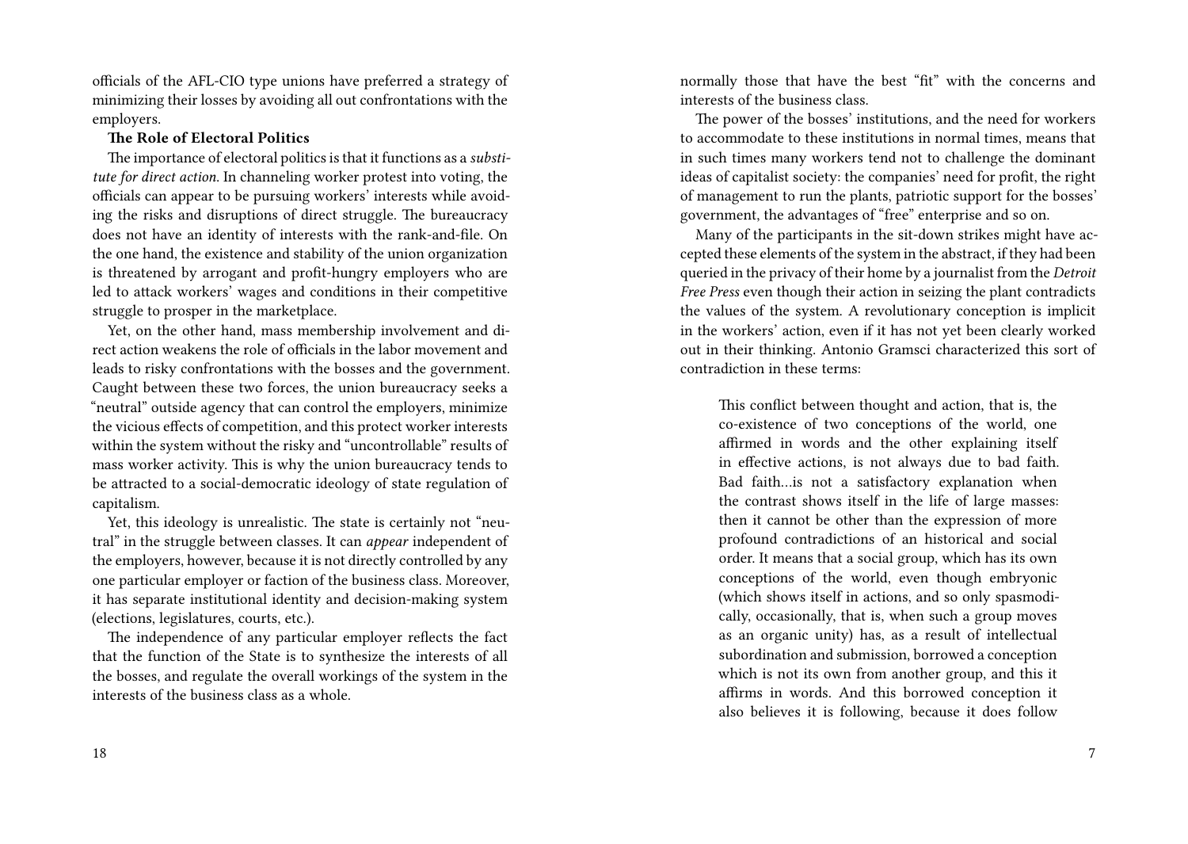officials of the AFL-CIO type unions have preferred a strategy of minimizing their losses by avoiding all out confrontations with the employers.

**The Role of Electoral Politics**

The importance of electoral politics is that it functions as a *substitute for direct action*. In channeling worker protest into voting, the officials can appear to be pursuing workers' interests while avoiding the risks and disruptions of direct struggle. The bureaucracy does not have an identity of interests with the rank-and-file. On the one hand, the existence and stability of the union organization is threatened by arrogant and profit-hungry employers who are led to attack workers' wages and conditions in their competitive struggle to prosper in the marketplace.

Yet, on the other hand, mass membership involvement and direct action weakens the role of officials in the labor movement and leads to risky confrontations with the bosses and the government. Caught between these two forces, the union bureaucracy seeks a "neutral" outside agency that can control the employers, minimize the vicious effects of competition, and this protect worker interests within the system without the risky and "uncontrollable" results of mass worker activity. This is why the union bureaucracy tends to be attracted to a social-democratic ideology of state regulation of capitalism.

Yet, this ideology is unrealistic. The state is certainly not "neutral" in the struggle between classes. It can *appear* independent of the employers, however, because it is not directly controlled by any one particular employer or faction of the business class. Moreover, it has separate institutional identity and decision-making system (elections, legislatures, courts, etc.).

The independence of any particular employer reflects the fact that the function of the State is to synthesize the interests of all the bosses, and regulate the overall workings of the system in the interests of the business class as a whole.

normally those that have the best "fit" with the concerns and interests of the business class.

The power of the bosses' institutions, and the need for workers to accommodate to these institutions in normal times, means that in such times many workers tend not to challenge the dominant ideas of capitalist society: the companies' need for profit, the right of management to run the plants, patriotic support for the bosses' government, the advantages of "free" enterprise and so on.

Many of the participants in the sit-down strikes might have accepted these elements of the system in the abstract, if they had been queried in the privacy of their home by a journalist from the *Detroit Free Press* even though their action in seizing the plant contradicts the values of the system. A revolutionary conception is implicit in the workers' action, even if it has not yet been clearly worked out in their thinking. Antonio Gramsci characterized this sort of contradiction in these terms:

> This conflict between thought and action, that is, the co-existence of two conceptions of the world, one affirmed in words and the other explaining itself in effective actions, is not always due to bad faith. Bad faith…is not a satisfactory explanation when the contrast shows itself in the life of large masses: then it cannot be other than the expression of more profound contradictions of an historical and social order. It means that a social group, which has its own conceptions of the world, even though embryonic (which shows itself in actions, and so only spasmodically, occasionally, that is, when such a group moves as an organic unity) has, as a result of intellectual subordination and submission, borrowed a conception which is not its own from another group, and this it affirms in words. And this borrowed conception it also believes it is following, because it does follow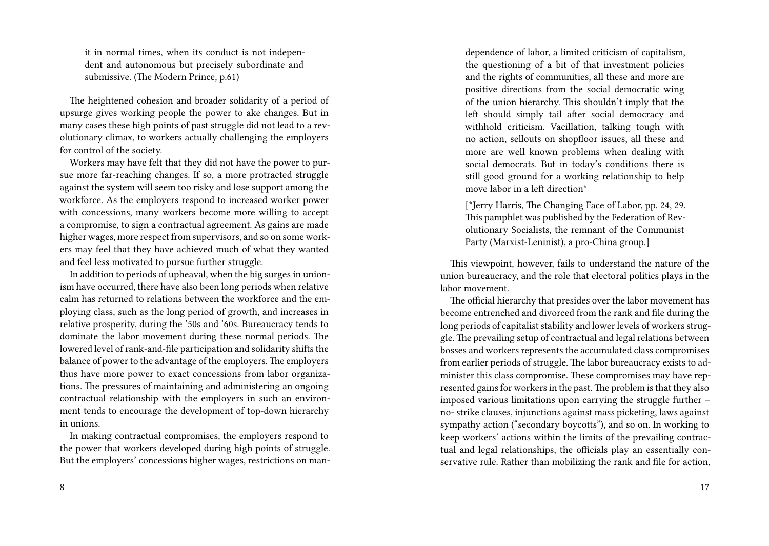> it in normal times, when its conduct is not independent and autonomous but precisely subordinate and submissive. (The Modern Prince, p.61)

The heightened cohesion and broader solidarity of a period of upsurge gives working people the power to ake changes. But in many cases these high points of past struggle did not lead to a revolutionary climax, to workers actually challenging the employers for control of the society.

Workers may have felt that they did not have the power to pursue more far-reaching changes. If so, a more protracted struggle against the system will seem too risky and lose support among the workforce. As the employers respond to increased worker power with concessions, many workers become more willing to accept a compromise, to sign a contractual agreement. As gains are made higher wages, more respect from supervisors, and so on some workers may feel that they have achieved much of what they wanted and feel less motivated to pursue further struggle.

In addition to periods of upheaval, when the big surges in unionism have occurred, there have also been long periods when relative calm has returned to relations between the workforce and the employing class, such as the long period of growth, and increases in relative prosperity, during the '50s and '60s. Bureaucracy tends to dominate the labor movement during these normal periods. The lowered level of rank-and-file participation and solidarity shifts the balance of power to the advantage of the employers. The employers thus have more power to exact concessions from labor organizations. The pressures of maintaining and administering an ongoing contractual relationship with the employers in such an environment tends to encourage the development of top-down hierarchy in unions.

In making contractual compromises, the employers respond to the power that workers developed during high points of struggle. But the employers' concessions higher wages, restrictions on man-

> dependence of labor, a limited criticism of capitalism, the questioning of a bit of that investment policies and the rights of communities, all these and more are positive directions from the social democratic wing of the union hierarchy. This shouldn't imply that the left should simply tail after social democracy and withhold criticism. Vacillation, talking tough with no action, sellouts on shopfloor issues, all these and more are well known problems when dealing with social democrats. But in today's conditions there is still good ground for a working relationship to help move labor in a left direction*
>
> [*Jerry Harris, The Changing Face of Labor, pp. 24, 29. This pamphlet was published by the Federation of Revolutionary Socialists, the remnant of the Communist Party (Marxist-Leninist), a pro-China group.]

This viewpoint, however, fails to understand the nature of the union bureaucracy, and the role that electoral politics plays in the labor movement.

The official hierarchy that presides over the labor movement has become entrenched and divorced from the rank and file during the long periods of capitalist stability and lower levels of workers struggle. The prevailing setup of contractual and legal relations between bosses and workers represents the accumulated class compromises from earlier periods of struggle. The labor bureaucracy exists to administer this class compromise. These compromises may have represented gains for workers in the past. The problem is that they also imposed various limitations upon carrying the struggle further – no- strike clauses, injunctions against mass picketing, laws against sympathy action ("secondary boycotts"), and so on. In working to keep workers' actions within the limits of the prevailing contractual and legal relationships, the officials play an essentially conservative rule. Rather than mobilizing the rank and file for action,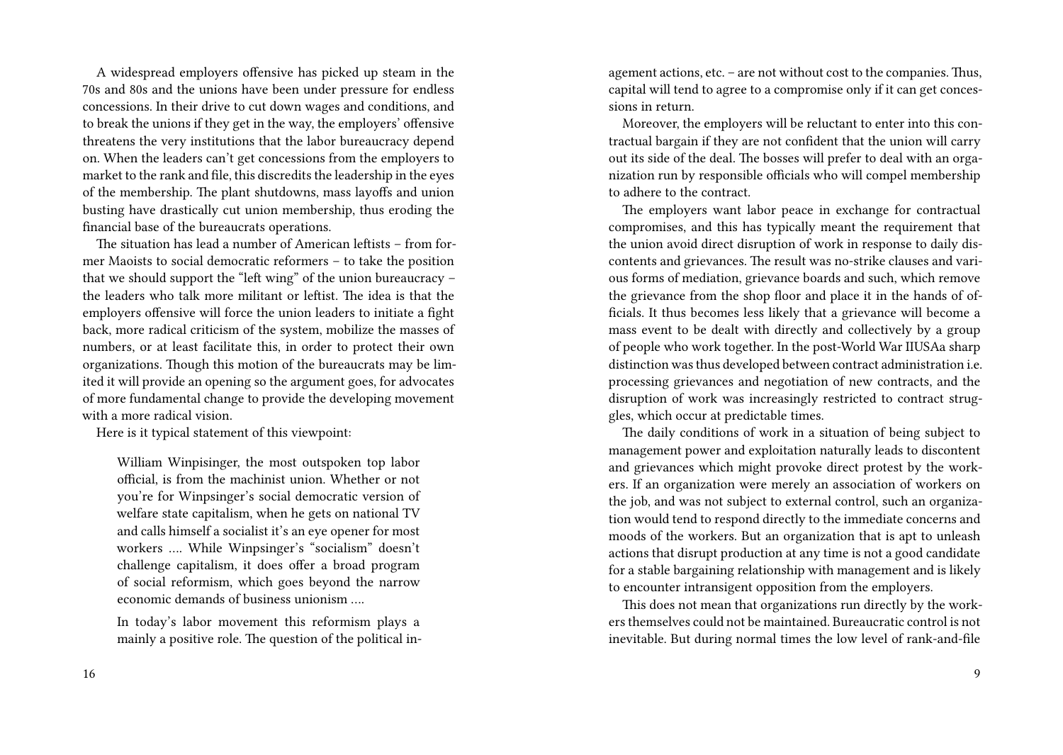A widespread employers offensive has picked up steam in the 70s and 80s and the unions have been under pressure for endless concessions. In their drive to cut down wages and conditions, and to break the unions if they get in the way, the employers' offensive threatens the very institutions that the labor bureaucracy depend on. When the leaders can't get concessions from the employers to market to the rank and file, this discredits the leadership in the eyes of the membership. The plant shutdowns, mass layoffs and union busting have drastically cut union membership, thus eroding the financial base of the bureaucrats operations.

The situation has lead a number of American leftists – from former Maoists to social democratic reformers – to take the position that we should support the "left wing" of the union bureaucracy – the leaders who talk more militant or leftist. The idea is that the employers offensive will force the union leaders to initiate a fight back, more radical criticism of the system, mobilize the masses of numbers, or at least facilitate this, in order to protect their own organizations. Though this motion of the bureaucrats may be limited it will provide an opening so the argument goes, for advocates of more fundamental change to provide the developing movement with a more radical vision.

Here is it typical statement of this viewpoint:

> William Winpisinger, the most outspoken top labor official, is from the machinist union. Whether or not you're for Winpsinger's social democratic version of welfare state capitalism, when he gets on national TV and calls himself a socialist it's an eye opener for most workers …. While Winpsinger's "socialism" doesn't challenge capitalism, it does offer a broad program of social reformism, which goes beyond the narrow economic demands of business unionism ….
>
> In today's labor movement this reformism plays a mainly a positive role. The question of the political in-

agement actions, etc. – are not without cost to the companies. Thus, capital will tend to agree to a compromise only if it can get concessions in return.

Moreover, the employers will be reluctant to enter into this contractual bargain if they are not confident that the union will carry out its side of the deal. The bosses will prefer to deal with an organization run by responsible officials who will compel membership to adhere to the contract.

The employers want labor peace in exchange for contractual compromises, and this has typically meant the requirement that the union avoid direct disruption of work in response to daily discontents and grievances. The result was no-strike clauses and various forms of mediation, grievance boards and such, which remove the grievance from the shop floor and place it in the hands of officials. It thus becomes less likely that a grievance will become a mass event to be dealt with directly and collectively by a group of people who work together. In the post-World War IIUSAa sharp distinction was thus developed between contract administration i.e. processing grievances and negotiation of new contracts, and the disruption of work was increasingly restricted to contract struggles, which occur at predictable times.

The daily conditions of work in a situation of being subject to management power and exploitation naturally leads to discontent and grievances which might provoke direct protest by the workers. If an organization were merely an association of workers on the job, and was not subject to external control, such an organization would tend to respond directly to the immediate concerns and moods of the workers. But an organization that is apt to unleash actions that disrupt production at any time is not a good candidate for a stable bargaining relationship with management and is likely to encounter intransigent opposition from the employers.

This does not mean that organizations run directly by the workers themselves could not be maintained. Bureaucratic control is not inevitable. But during normal times the low level of rank-and-file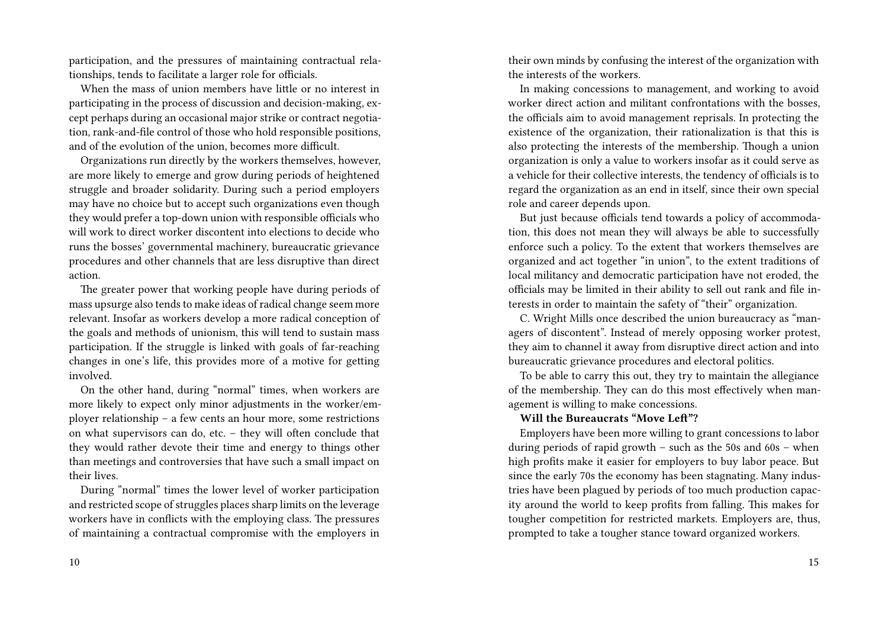participation, and the pressures of maintaining contractual relationships, tends to facilitate a larger role for officials.

When the mass of union members have little or no interest in participating in the process of discussion and decision-making, except perhaps during an occasional major strike or contract negotiation, rank-and-file control of those who hold responsible positions, and of the evolution of the union, becomes more difficult.

Organizations run directly by the workers themselves, however, are more likely to emerge and grow during periods of heightened struggle and broader solidarity. During such a period employers may have no choice but to accept such organizations even though they would prefer a top-down union with responsible officials who will work to direct worker discontent into elections to decide who runs the bosses' governmental machinery, bureaucratic grievance procedures and other channels that are less disruptive than direct action.

The greater power that working people have during periods of mass upsurge also tends to make ideas of radical change seem more relevant. Insofar as workers develop a more radical conception of the goals and methods of unionism, this will tend to sustain mass participation. If the struggle is linked with goals of far-reaching changes in one's life, this provides more of a motive for getting involved.

On the other hand, during "normal" times, when workers are more likely to expect only minor adjustments in the worker/employer relationship – a few cents an hour more, some restrictions on what supervisors can do, etc. – they will often conclude that they would rather devote their time and energy to things other than meetings and controversies that have such a small impact on their lives.

During "normal" times the lower level of worker participation and restricted scope of struggles places sharp limits on the leverage workers have in conflicts with the employing class. The pressures of maintaining a contractual compromise with the employers in

their own minds by confusing the interest of the organization with the interests of the workers.

In making concessions to management, and working to avoid worker direct action and militant confrontations with the bosses, the officials aim to avoid management reprisals. In protecting the existence of the organization, their rationalization is that this is also protecting the interests of the membership. Though a union organization is only a value to workers insofar as it could serve as a vehicle for their collective interests, the tendency of officials is to regard the organization as an end in itself, since their own special role and career depends upon.

But just because officials tend towards a policy of accommodation, this does not mean they will always be able to successfully enforce such a policy. To the extent that workers themselves are organized and act together "in union", to the extent traditions of local militancy and democratic participation have not eroded, the officials may be limited in their ability to sell out rank and file interests in order to maintain the safety of "their" organization.

C. Wright Mills once described the union bureaucracy as "managers of discontent". Instead of merely opposing worker protest, they aim to channel it away from disruptive direct action and into bureaucratic grievance procedures and electoral politics.

To be able to carry this out, they try to maintain the allegiance of the membership. They can do this most effectively when management is willing to make concessions.

**Will the Bureaucrats "Move Left"?**

Employers have been more willing to grant concessions to labor during periods of rapid growth – such as the 50s and 60s – when high profits make it easier for employers to buy labor peace. But since the early 70s the economy has been stagnating. Many industries have been plagued by periods of too much production capacity around the world to keep profits from falling. This makes for tougher competition for restricted markets. Employers are, thus, prompted to take a tougher stance toward organized workers.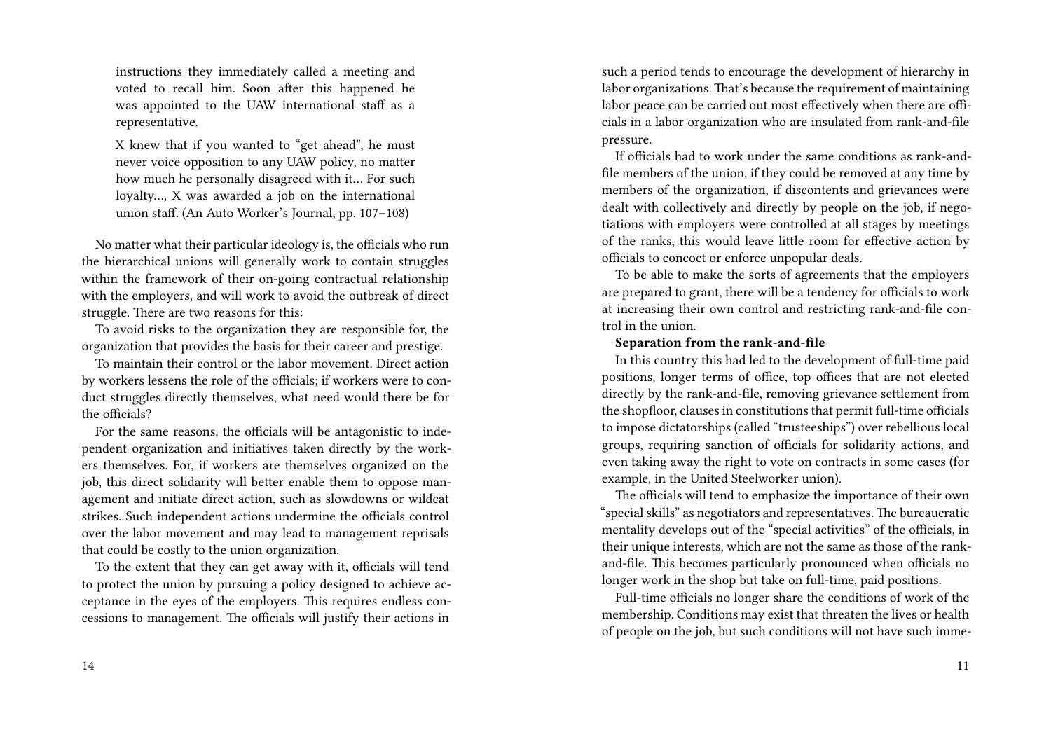instructions they immediately called a meeting and voted to recall him. Soon after this happened he was appointed to the UAW international staff as a representative.

> X knew that if you wanted to "get ahead", he must never voice opposition to any UAW policy, no matter how much he personally disagreed with it… For such loyalty…, X was awarded a job on the international union staff. (An Auto Worker's Journal, pp. 107–108)

No matter what their particular ideology is, the officials who run the hierarchical unions will generally work to contain struggles within the framework of their on-going contractual relationship with the employers, and will work to avoid the outbreak of direct struggle. There are two reasons for this:

To avoid risks to the organization they are responsible for, the organization that provides the basis for their career and prestige.

To maintain their control or the labor movement. Direct action by workers lessens the role of the officials; if workers were to conduct struggles directly themselves, what need would there be for the officials?

For the same reasons, the officials will be antagonistic to independent organization and initiatives taken directly by the workers themselves. For, if workers are themselves organized on the job, this direct solidarity will better enable them to oppose management and initiate direct action, such as slowdowns or wildcat strikes. Such independent actions undermine the officials control over the labor movement and may lead to management reprisals that could be costly to the union organization.

To the extent that they can get away with it, officials will tend to protect the union by pursuing a policy designed to achieve acceptance in the eyes of the employers. This requires endless concessions to management. The officials will justify their actions in

such a period tends to encourage the development of hierarchy in labor organizations. That's because the requirement of maintaining labor peace can be carried out most effectively when there are officials in a labor organization who are insulated from rank-and-file pressure.

If officials had to work under the same conditions as rank-and-file members of the union, if they could be removed at any time by members of the organization, if discontents and grievances were dealt with collectively and directly by people on the job, if negotiations with employers were controlled at all stages by meetings of the ranks, this would leave little room for effective action by officials to concoct or enforce unpopular deals.

To be able to make the sorts of agreements that the employers are prepared to grant, there will be a tendency for officials to work at increasing their own control and restricting rank-and-file control in the union.

**Separation from the rank-and-file**

In this country this had led to the development of full-time paid positions, longer terms of office, top offices that are not elected directly by the rank-and-file, removing grievance settlement from the shopfloor, clauses in constitutions that permit full-time officials to impose dictatorships (called "trusteeships") over rebellious local groups, requiring sanction of officials for solidarity actions, and even taking away the right to vote on contracts in some cases (for example, in the United Steelworker union).

The officials will tend to emphasize the importance of their own "special skills" as negotiators and representatives. The bureaucratic mentality develops out of the "special activities" of the officials, in their unique interests, which are not the same as those of the rank-and-file. This becomes particularly pronounced when officials no longer work in the shop but take on full-time, paid positions.

Full-time officials no longer share the conditions of work of the membership. Conditions may exist that threaten the lives or health of people on the job, but such conditions will not have such imme-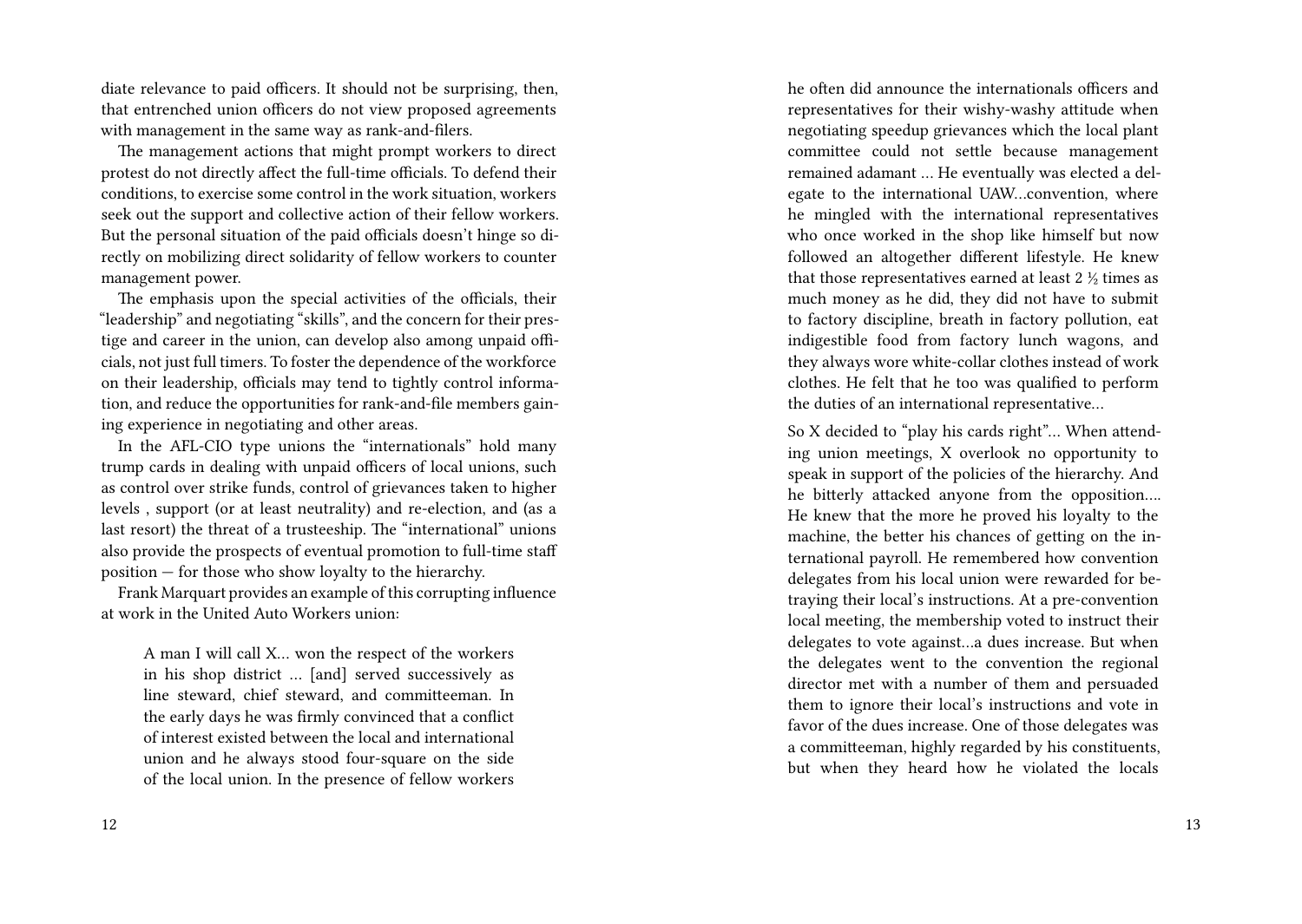diate relevance to paid officers. It should not be surprising, then, that entrenched union officers do not view proposed agreements with management in the same way as rank-and-filers.

The management actions that might prompt workers to direct protest do not directly affect the full-time officials. To defend their conditions, to exercise some control in the work situation, workers seek out the support and collective action of their fellow workers. But the personal situation of the paid officials doesn't hinge so directly on mobilizing direct solidarity of fellow workers to counter management power.

The emphasis upon the special activities of the officials, their "leadership" and negotiating "skills", and the concern for their prestige and career in the union, can develop also among unpaid officials, not just full timers. To foster the dependence of the workforce on their leadership, officials may tend to tightly control information, and reduce the opportunities for rank-and-file members gaining experience in negotiating and other areas.

In the AFL-CIO type unions the "internationals" hold many trump cards in dealing with unpaid officers of local unions, such as control over strike funds, control of grievances taken to higher levels , support (or at least neutrality) and re-election, and (as a last resort) the threat of a trusteeship. The "international" unions also provide the prospects of eventual promotion to full-time staff position — for those who show loyalty to the hierarchy.

Frank Marquart provides an example of this corrupting influence at work in the United Auto Workers union:

> A man I will call X… won the respect of the workers in his shop district … [and] served successively as line steward, chief steward, and committeeman. In the early days he was firmly convinced that a conflict of interest existed between the local and international union and he always stood four-square on the side of the local union. In the presence of fellow workers he often did announce the internationals officers and representatives for their wishy-washy attitude when negotiating speedup grievances which the local plant committee could not settle because management remained adamant … He eventually was elected a delegate to the international UAW…convention, where he mingled with the international representatives who once worked in the shop like himself but now followed an altogether different lifestyle. He knew that those representatives earned at least 2 ½ times as much money as he did, they did not have to submit to factory discipline, breath in factory pollution, eat indigestible food from factory lunch wagons, and they always wore white-collar clothes instead of work clothes. He felt that he too was qualified to perform the duties of an international representative…
>
> So X decided to "play his cards right"… When attending union meetings, X overlook no opportunity to speak in support of the policies of the hierarchy. And he bitterly attacked anyone from the opposition…. He knew that the more he proved his loyalty to the machine, the better his chances of getting on the international payroll. He remembered how convention delegates from his local union were rewarded for betraying their local's instructions. At a pre-convention local meeting, the membership voted to instruct their delegates to vote against…a dues increase. But when the delegates went to the convention the regional director met with a number of them and persuaded them to ignore their local's instructions and vote in favor of the dues increase. One of those delegates was a committeeman, highly regarded by his constituents, but when they heard how he violated the locals